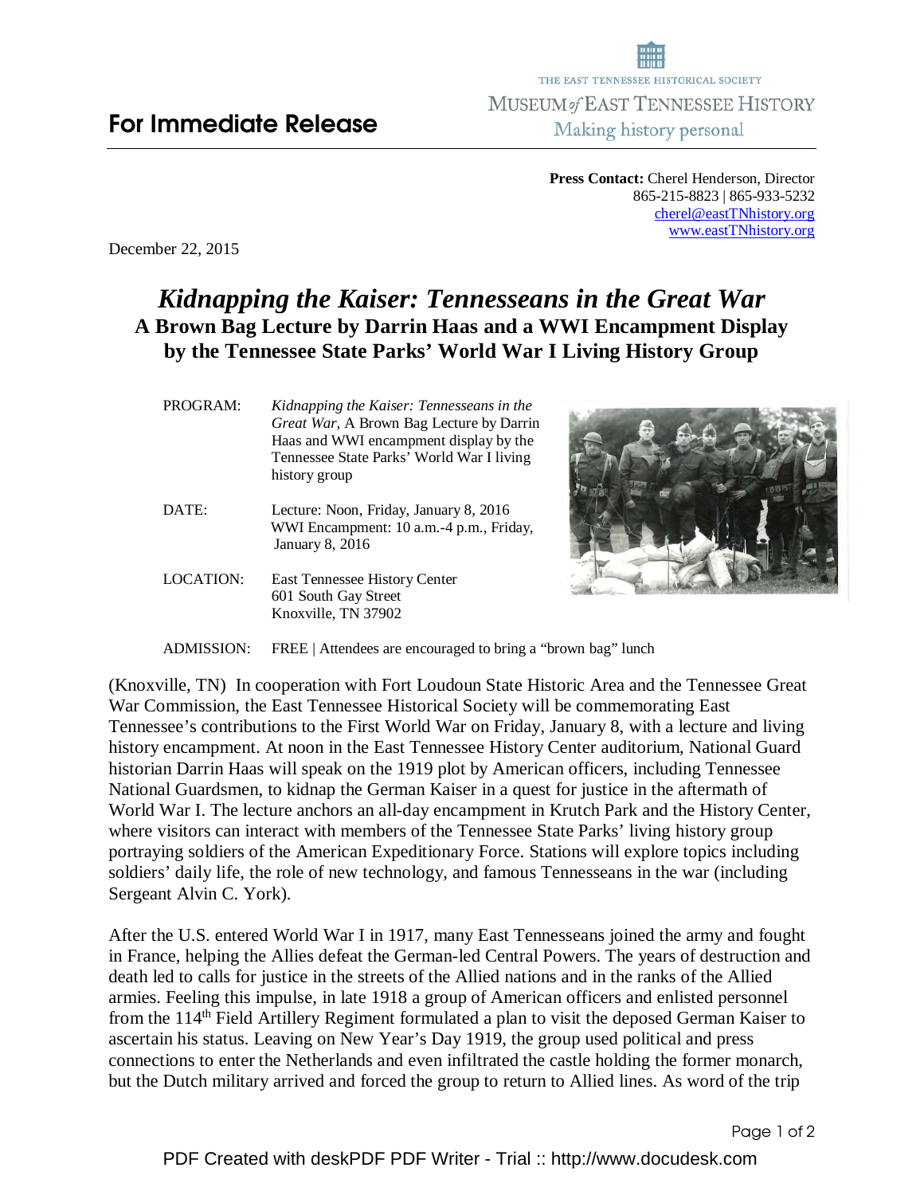THE EAST TENNESSEE HISTORICAL SOCIETY

MUSEUM *of* EAST TENNESSEE HISTORY

Making history personal

# For Immediate Release

**Press Contact:** Cherel Henderson, Director
865-215-8823 | 865-933-5232
cherel@eastTNhistory.org
www.eastTNhistory.org

December 22, 2015

# *Kidnapping the Kaiser: Tennesseans in the Great War*

## A Brown Bag Lecture by Darrin Haas and a WWI Encampment Display by the Tennessee State Parks' World War I Living History Group

PROGRAM: *Kidnapping the Kaiser: Tennesseans in the Great War,* A Brown Bag Lecture by Darrin Haas and WWI encampment display by the Tennessee State Parks' World War I living history group

DATE: Lecture: Noon, Friday, January 8, 2016
WWI Encampment: 10 a.m.-4 p.m., Friday, January 8, 2016

LOCATION: East Tennessee History Center
601 South Gay Street
Knoxville, TN 37902

ADMISSION: FREE | Attendees are encouraged to bring a "brown bag" lunch

(Knoxville, TN) In cooperation with Fort Loudoun State Historic Area and the Tennessee Great War Commission, the East Tennessee Historical Society will be commemorating East Tennessee's contributions to the First World War on Friday, January 8, with a lecture and living history encampment. At noon in the East Tennessee History Center auditorium, National Guard historian Darrin Haas will speak on the 1919 plot by American officers, including Tennessee National Guardsmen, to kidnap the German Kaiser in a quest for justice in the aftermath of World War I. The lecture anchors an all-day encampment in Krutch Park and the History Center, where visitors can interact with members of the Tennessee State Parks' living history group portraying soldiers of the American Expeditionary Force. Stations will explore topics including soldiers' daily life, the role of new technology, and famous Tennesseans in the war (including Sergeant Alvin C. York).

After the U.S. entered World War I in 1917, many East Tennesseans joined the army and fought in France, helping the Allies defeat the German-led Central Powers. The years of destruction and death led to calls for justice in the streets of the Allied nations and in the ranks of the Allied armies. Feeling this impulse, in late 1918 a group of American officers and enlisted personnel from the 114th Field Artillery Regiment formulated a plan to visit the deposed German Kaiser to ascertain his status. Leaving on New Year's Day 1919, the group used political and press connections to enter the Netherlands and even infiltrated the castle holding the former monarch, but the Dutch military arrived and forced the group to return to Allied lines. As word of the trip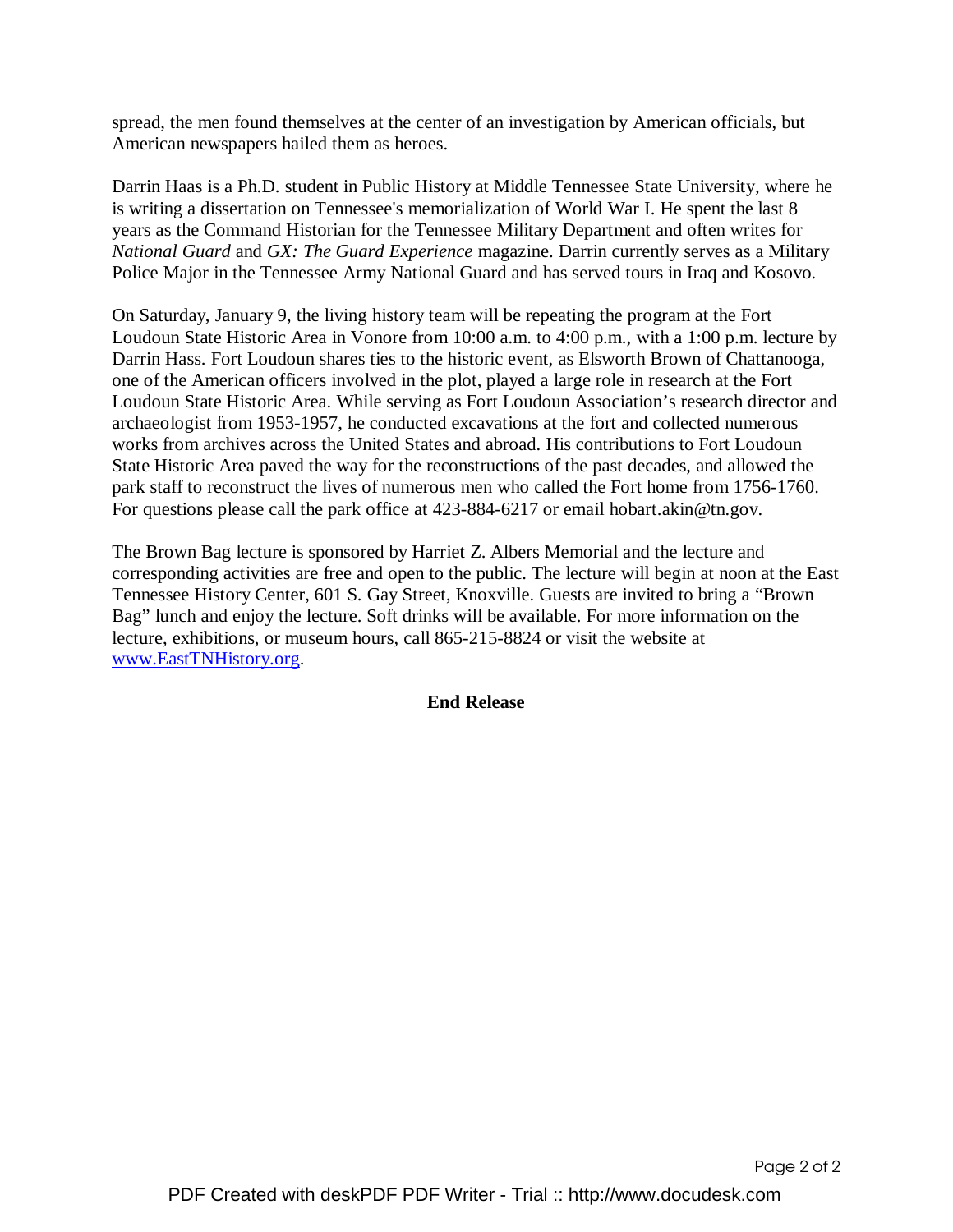spread, the men found themselves at the center of an investigation by American officials, but American newspapers hailed them as heroes.

Darrin Haas is a Ph.D. student in Public History at Middle Tennessee State University, where he is writing a dissertation on Tennessee's memorialization of World War I. He spent the last 8 years as the Command Historian for the Tennessee Military Department and often writes for *National Guard* and *GX: The Guard Experience* magazine. Darrin currently serves as a Military Police Major in the Tennessee Army National Guard and has served tours in Iraq and Kosovo.

On Saturday, January 9, the living history team will be repeating the program at the Fort Loudoun State Historic Area in Vonore from 10:00 a.m. to 4:00 p.m., with a 1:00 p.m. lecture by Darrin Hass. Fort Loudoun shares ties to the historic event, as Elsworth Brown of Chattanooga, one of the American officers involved in the plot, played a large role in research at the Fort Loudoun State Historic Area. While serving as Fort Loudoun Association's research director and archaeologist from 1953-1957, he conducted excavations at the fort and collected numerous works from archives across the United States and abroad. His contributions to Fort Loudoun State Historic Area paved the way for the reconstructions of the past decades, and allowed the park staff to reconstruct the lives of numerous men who called the Fort home from 1756-1760. For questions please call the park office at 423-884-6217 or email hobart.akin@tn.gov.

The Brown Bag lecture is sponsored by Harriet Z. Albers Memorial and the lecture and corresponding activities are free and open to the public. The lecture will begin at noon at the East Tennessee History Center, 601 S. Gay Street, Knoxville. Guests are invited to bring a "Brown Bag" lunch and enjoy the lecture. Soft drinks will be available. For more information on the lecture, exhibitions, or museum hours, call 865-215-8824 or visit the website at [www.EastTNHistory.org](http://www.EastTNHistory.org).

**End Release**

PDF Created with deskPDF PDF Writer - Trial :: http://www.docudesk.com